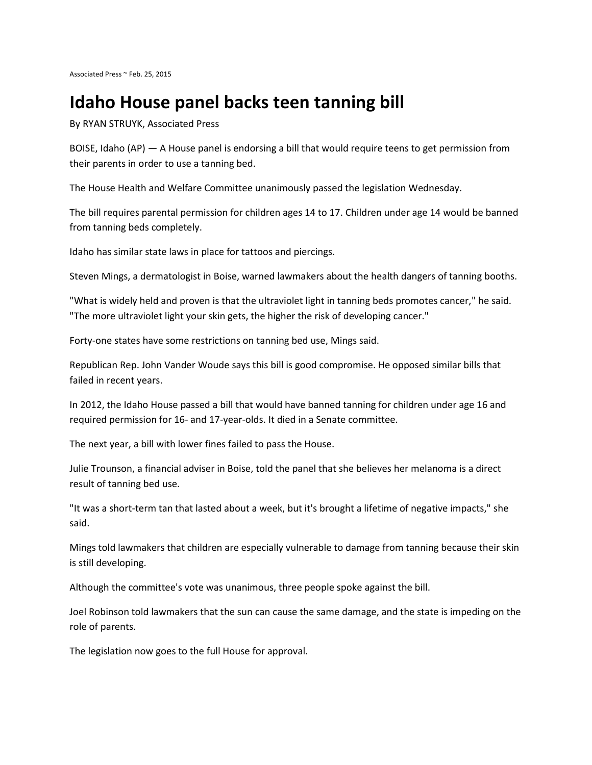Associated Press ~ Feb. 25, 2015

# Idaho House panel backs teen tanning bill

By RYAN STRUYK, Associated Press

BOISE, Idaho (AP) — A House panel is endorsing a bill that would require teens to get permission from their parents in order to use a tanning bed.

The House Health and Welfare Committee unanimously passed the legislation Wednesday.

The bill requires parental permission for children ages 14 to 17. Children under age 14 would be banned from tanning beds completely.

Idaho has similar state laws in place for tattoos and piercings.

Steven Mings, a dermatologist in Boise, warned lawmakers about the health dangers of tanning booths.

"What is widely held and proven is that the ultraviolet light in tanning beds promotes cancer," he said. "The more ultraviolet light your skin gets, the higher the risk of developing cancer."

Forty-one states have some restrictions on tanning bed use, Mings said.

Republican Rep. John Vander Woude says this bill is good compromise. He opposed similar bills that failed in recent years.

In 2012, the Idaho House passed a bill that would have banned tanning for children under age 16 and required permission for 16- and 17-year-olds. It died in a Senate committee.

The next year, a bill with lower fines failed to pass the House.

Julie Trounson, a financial adviser in Boise, told the panel that she believes her melanoma is a direct result of tanning bed use.

"It was a short-term tan that lasted about a week, but it's brought a lifetime of negative impacts," she said.

Mings told lawmakers that children are especially vulnerable to damage from tanning because their skin is still developing.

Although the committee's vote was unanimous, three people spoke against the bill.

Joel Robinson told lawmakers that the sun can cause the same damage, and the state is impeding on the role of parents.

The legislation now goes to the full House for approval.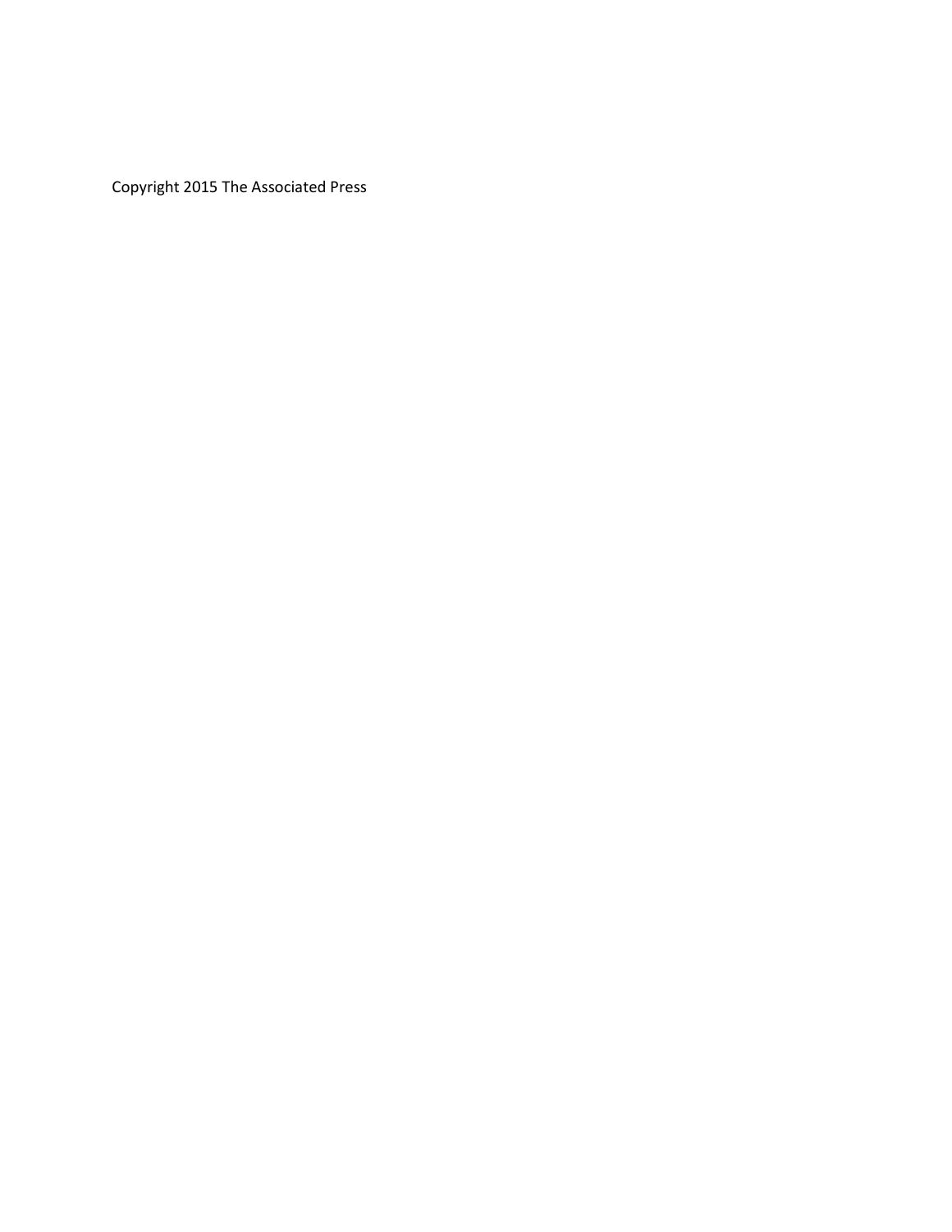Copyright 2015 The Associated Press